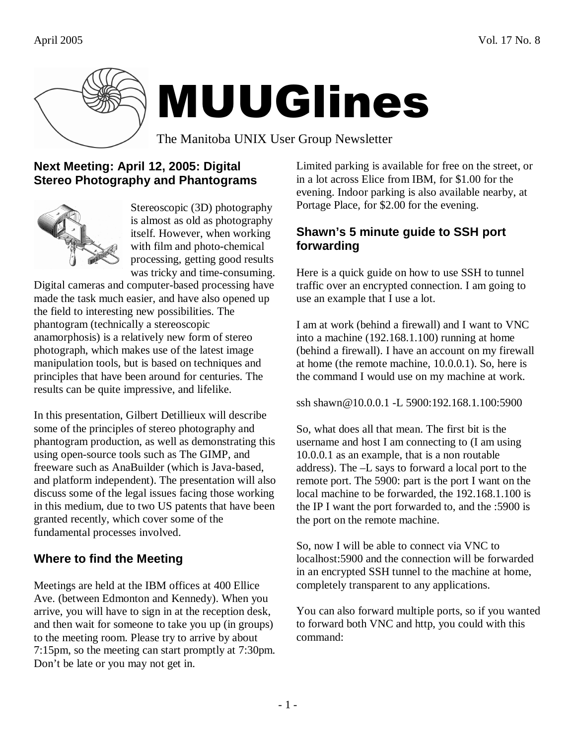# MUUGlines

The Manitoba UNIX User Group Newsletter

## Next Meeting: April 12, 2005: Digital Stereo Photography and Phantograms

Stereoscopic (3D) photography is almost as old as photography itself. However, when working with film and photo-chemical processing, getting good results was tricky and time-consuming. Digital cameras and computer-based processing have made the task much easier, and have also opened up the field to interesting new possibilities. The phantogram (technically a stereoscopic anamorphosis) is a relatively new form of stereo photograph, which makes use of the latest image manipulation tools, but is based on techniques and principles that have been around for centuries. The results can be quite impressive, and lifelike.

In this presentation, Gilbert Detillieux will describe some of the principles of stereo photography and phantogram production, as well as demonstrating this using open-source tools such as The GIMP, and freeware such as AnaBuilder (which is Java-based, and platform independent). The presentation will also discuss some of the legal issues facing those working in this medium, due to two US patents that have been granted recently, which cover some of the fundamental processes involved.

## Where to find the Meeting

Meetings are held at the IBM offices at 400 Ellice Ave. (between Edmonton and Kennedy). When you arrive, you will have to sign in at the reception desk, and then wait for someone to take you up (in groups) to the meeting room. Please try to arrive by about 7:15pm, so the meeting can start promptly at 7:30pm. Don't be late or you may not get in.

Limited parking is available for free on the street, or in a lot across Elice from IBM, for $1.00 for the evening. Indoor parking is also available nearby, at Portage Place, for $2.00 for the evening.

## Shawn's 5 minute guide to SSH port forwarding

Here is a quick guide on how to use SSH to tunnel traffic over an encrypted connection. I am going to use an example that I use a lot.

I am at work (behind a firewall) and I want to VNC into a machine (192.168.1.100) running at home (behind a firewall). I have an account on my firewall at home (the remote machine, 10.0.0.1). So, here is the command I would use on my machine at work.

```
ssh shawn@10.0.0.1 -L 5900:192.168.1.100:5900
```

So, what does all that mean. The first bit is the username and host I am connecting to (I am using 10.0.0.1 as an example, that is a non routable address). The –L says to forward a local port to the remote port. The 5900: part is the port I want on the local machine to be forwarded, the 192.168.1.100 is the IP I want the port forwarded to, and the :5900 is the port on the remote machine.

So, now I will be able to connect via VNC to localhost:5900 and the connection will be forwarded in an encrypted SSH tunnel to the machine at home, completely transparent to any applications.

You can also forward multiple ports, so if you wanted to forward both VNC and http, you could with this command: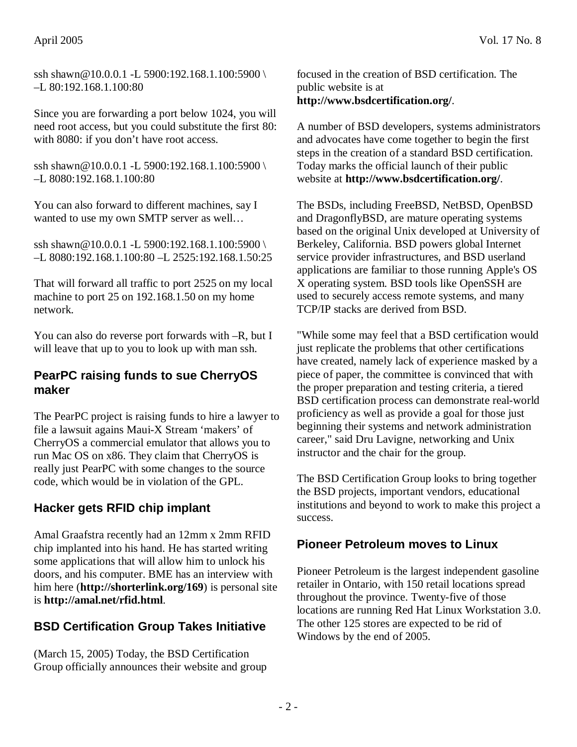```
ssh shawn@10.0.0.1 -L 5900:192.168.1.100:5900 \
–L 80:192.168.1.100:80
```

Since you are forwarding a port below 1024, you will need root access, but you could substitute the first 80: with 8080: if you don't have root access.

```
ssh shawn@10.0.0.1 -L 5900:192.168.1.100:5900 \
–L 8080:192.168.1.100:80
```

You can also forward to different machines, say I wanted to use my own SMTP server as well…

```
ssh shawn@10.0.0.1 -L 5900:192.168.1.100:5900 \
–L 8080:192.168.1.100:80 –L 2525:192.168.1.50:25
```

That will forward all traffic to port 2525 on my local machine to port 25 on 192.168.1.50 on my home network.

You can also do reverse port forwards with –R, but I will leave that up to you to look up with man ssh.

## PearPC raising funds to sue CherryOS maker

The PearPC project is raising funds to hire a lawyer to file a lawsuit agains Maui-X Stream 'makers' of CherryOS a commercial emulator that allows you to run Mac OS on x86. They claim that CherryOS is really just PearPC with some changes to the source code, which would be in violation of the GPL.

## Hacker gets RFID chip implant

Amal Graafstra recently had an 12mm x 2mm RFID chip implanted into his hand. He has started writing some applications that will allow him to unlock his doors, and his computer. BME has an interview with him here (**http://shorterlink.org/169**) is personal site is **http://amal.net/rfid.html**.

## BSD Certification Group Takes Initiative

(March 15, 2005) Today, the BSD Certification Group officially announces their website and group focused in the creation of BSD certification. The public website is at **http://www.bsdcertification.org/**.

A number of BSD developers, systems administrators and advocates have come together to begin the first steps in the creation of a standard BSD certification. Today marks the official launch of their public website at **http://www.bsdcertification.org/**.

The BSDs, including FreeBSD, NetBSD, OpenBSD and DragonflyBSD, are mature operating systems based on the original Unix developed at University of Berkeley, California. BSD powers global Internet service provider infrastructures, and BSD userland applications are familiar to those running Apple's OS X operating system. BSD tools like OpenSSH are used to securely access remote systems, and many TCP/IP stacks are derived from BSD.

"While some may feel that a BSD certification would just replicate the problems that other certifications have created, namely lack of experience masked by a piece of paper, the committee is convinced that with the proper preparation and testing criteria, a tiered BSD certification process can demonstrate real-world proficiency as well as provide a goal for those just beginning their systems and network administration career," said Dru Lavigne, networking and Unix instructor and the chair for the group.

The BSD Certification Group looks to bring together the BSD projects, important vendors, educational institutions and beyond to work to make this project a success.

## Pioneer Petroleum moves to Linux

Pioneer Petroleum is the largest independent gasoline retailer in Ontario, with 150 retail locations spread throughout the province. Twenty-five of those locations are running Red Hat Linux Workstation 3.0. The other 125 stores are expected to be rid of Windows by the end of 2005.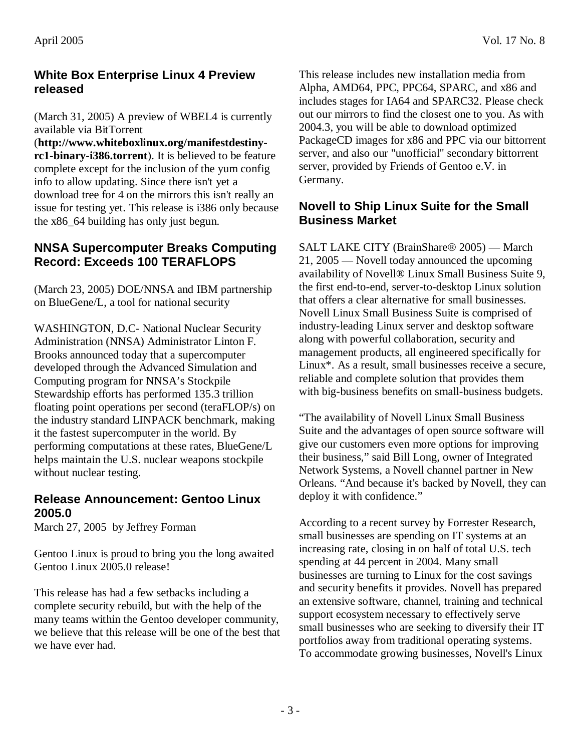## White Box Enterprise Linux 4 Preview released

(March 31, 2005) A preview of WBEL4 is currently available via BitTorrent (**http://www.whiteboxlinux.org/manifestdestiny-rc1-binary-i386.torrent**). It is believed to be feature complete except for the inclusion of the yum config info to allow updating. Since there isn't yet a download tree for 4 on the mirrors this isn't really an issue for testing yet. This release is i386 only because the x86_64 building has only just begun.

## NNSA Supercomputer Breaks Computing Record: Exceeds 100 TERAFLOPS

(March 23, 2005) DOE/NNSA and IBM partnership on BlueGene/L, a tool for national security

WASHINGTON, D.C- National Nuclear Security Administration (NNSA) Administrator Linton F. Brooks announced today that a supercomputer developed through the Advanced Simulation and Computing program for NNSA's Stockpile Stewardship efforts has performed 135.3 trillion floating point operations per second (teraFLOP/s) on the industry standard LINPACK benchmark, making it the fastest supercomputer in the world. By performing computations at these rates, BlueGene/L helps maintain the U.S. nuclear weapons stockpile without nuclear testing.

## Release Announcement: Gentoo Linux 2005.0

March 27, 2005 by Jeffrey Forman

Gentoo Linux is proud to bring you the long awaited Gentoo Linux 2005.0 release!

This release has had a few setbacks including a complete security rebuild, but with the help of the many teams within the Gentoo developer community, we believe that this release will be one of the best that we have ever had.

This release includes new installation media from Alpha, AMD64, PPC, PPC64, SPARC, and x86 and includes stages for IA64 and SPARC32. Please check out our mirrors to find the closest one to you. As with 2004.3, you will be able to download optimized PackageCD images for x86 and PPC via our bittorrent server, and also our "unofficial" secondary bittorrent server, provided by Friends of Gentoo e.V. in Germany.

## Novell to Ship Linux Suite for the Small Business Market

SALT LAKE CITY (BrainShare® 2005) — March 21, 2005 — Novell today announced the upcoming availability of Novell® Linux Small Business Suite 9, the first end-to-end, server-to-desktop Linux solution that offers a clear alternative for small businesses. Novell Linux Small Business Suite is comprised of industry-leading Linux server and desktop software along with powerful collaboration, security and management products, all engineered specifically for Linux*. As a result, small businesses receive a secure, reliable and complete solution that provides them with big-business benefits on small-business budgets.

"The availability of Novell Linux Small Business Suite and the advantages of open source software will give our customers even more options for improving their business," said Bill Long, owner of Integrated Network Systems, a Novell channel partner in New Orleans. "And because it's backed by Novell, they can deploy it with confidence."

According to a recent survey by Forrester Research, small businesses are spending on IT systems at an increasing rate, closing in on half of total U.S. tech spending at 44 percent in 2004. Many small businesses are turning to Linux for the cost savings and security benefits it provides. Novell has prepared an extensive software, channel, training and technical support ecosystem necessary to effectively serve small businesses who are seeking to diversify their IT portfolios away from traditional operating systems. To accommodate growing businesses, Novell's Linux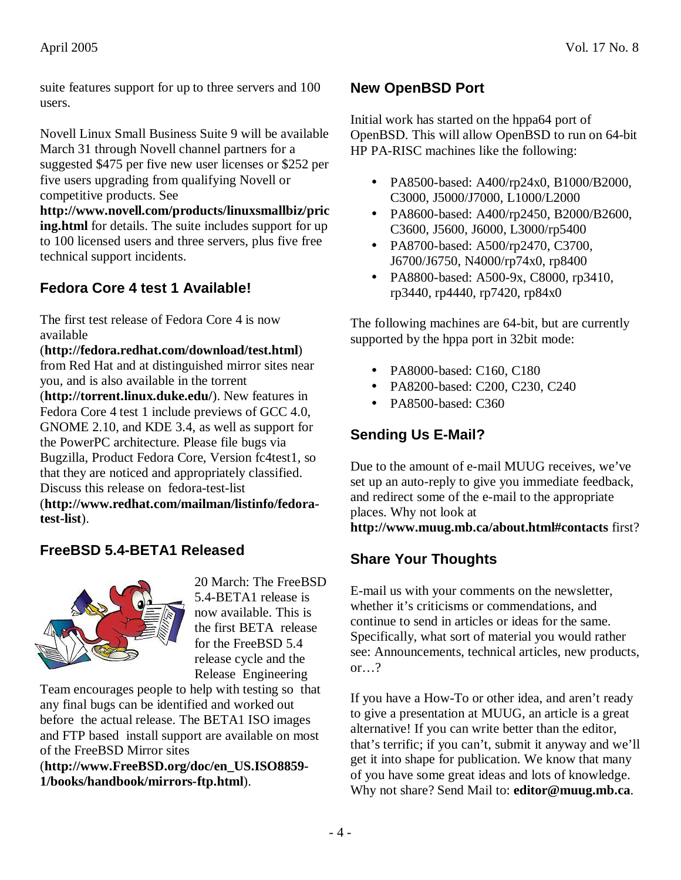suite features support for up to three servers and 100 users.

Novell Linux Small Business Suite 9 will be available March 31 through Novell channel partners for a suggested $475 per five new user licenses or $252 per five users upgrading from qualifying Novell or competitive products. See **http://www.novell.com/products/linuxsmallbiz/pricing.html** for details. The suite includes support for up to 100 licensed users and three servers, plus five free technical support incidents.

## Fedora Core 4 test 1 Available!

The first test release of Fedora Core 4 is now available (**http://fedora.redhat.com/download/test.html**) from Red Hat and at distinguished mirror sites near you, and is also available in the torrent (**http://torrent.linux.duke.edu/**). New features in Fedora Core 4 test 1 include previews of GCC 4.0, GNOME 2.10, and KDE 3.4, as well as support for the PowerPC architecture. Please file bugs via Bugzilla, Product Fedora Core, Version fc4test1, so that they are noticed and appropriately classified. Discuss this release on fedora-test-list (**http://www.redhat.com/mailman/listinfo/fedora-test-list**).

## FreeBSD 5.4-BETA1 Released

20 March: The FreeBSD 5.4-BETA1 release is now available. This is the first BETA release for the FreeBSD 5.4 release cycle and the Release Engineering Team encourages people to help with testing so that any final bugs can be identified and worked out before the actual release. The BETA1 ISO images and FTP based install support are available on most of the FreeBSD Mirror sites (**http://www.FreeBSD.org/doc/en_US.ISO8859-1/books/handbook/mirrors-ftp.html**).

## New OpenBSD Port

Initial work has started on the hppa64 port of OpenBSD. This will allow OpenBSD to run on 64-bit HP PA-RISC machines like the following:

- PA8500-based: A400/rp24x0, B1000/B2000, C3000, J5000/J7000, L1000/L2000
- PA8600-based: A400/rp2450, B2000/B2600, C3600, J5600, J6000, L3000/rp5400
- PA8700-based: A500/rp2470, C3700, J6700/J6750, N4000/rp74x0, rp8400
- PA8800-based: A500-9x, C8000, rp3410, rp3440, rp4440, rp7420, rp84x0

The following machines are 64-bit, but are currently supported by the hppa port in 32bit mode:

- PA8000-based: C160, C180
- PA8200-based: C200, C230, C240
- PA8500-based: C360

## Sending Us E-Mail?

Due to the amount of e-mail MUUG receives, we've set up an auto-reply to give you immediate feedback, and redirect some of the e-mail to the appropriate places. Why not look at **http://www.muug.mb.ca/about.html#contacts** first?

## Share Your Thoughts

E-mail us with your comments on the newsletter, whether it's criticisms or commendations, and continue to send in articles or ideas for the same. Specifically, what sort of material you would rather see: Announcements, technical articles, new products, or…?

If you have a How-To or other idea, and aren't ready to give a presentation at MUUG, an article is a great alternative! If you can write better than the editor, that's terrific; if you can't, submit it anyway and we'll get it into shape for publication. We know that many of you have some great ideas and lots of knowledge. Why not share? Send Mail to: **editor@muug.mb.ca**.